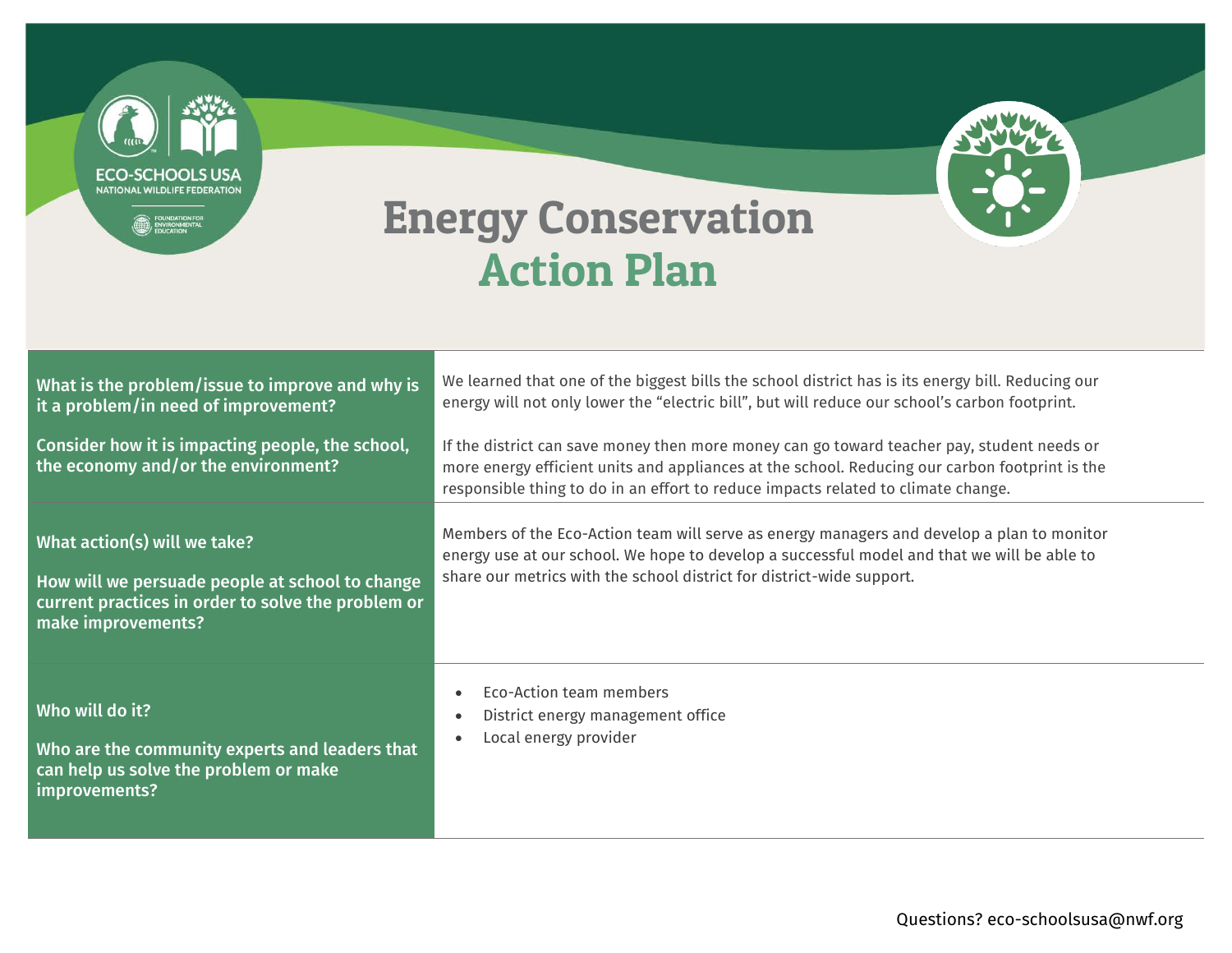ECO-SCHOOLS USA
NATIONAL WILDLIFE FEDERATION
FOUNDATION FOR ENVIRONMENTAL EDUCATION

# Energy Conservation Action Plan

| | |
|---|---|
| **What is the problem/issue to improve and why is it a problem/in need of improvement?**<br><br>**Consider how it is impacting people, the school, the economy and/or the environment?** | We learned that one of the biggest bills the school district has is its energy bill. Reducing our energy will not only lower the "electric bill", but will reduce our school's carbon footprint.<br><br>If the district can save money then more money can go toward teacher pay, student needs or more energy efficient units and appliances at the school. Reducing our carbon footprint is the responsible thing to do in an effort to reduce impacts related to climate change. |
| **What action(s) will we take?**<br><br>**How will we persuade people at school to change current practices in order to solve the problem or make improvements?** | Members of the Eco-Action team will serve as energy managers and develop a plan to monitor energy use at our school. We hope to develop a successful model and that we will be able to share our metrics with the school district for district-wide support. |
| **Who will do it?**<br><br>**Who are the community experts and leaders that can help us solve the problem or make improvements?** | • Eco-Action team members<br>• District energy management office<br>• Local energy provider |

Questions? eco-schoolsusa@nwf.org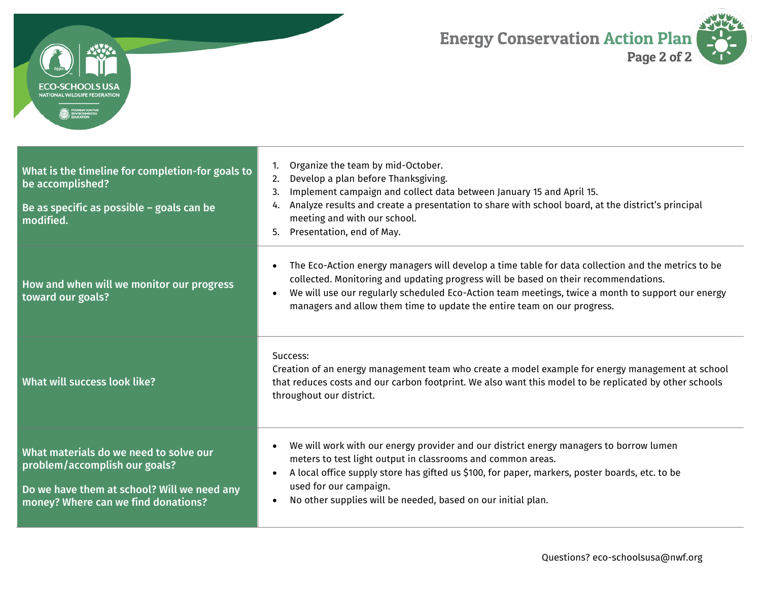# Energy Conservation Action Plan

| | |
|---|---|
| **What is the timeline for completion-for goals to be accomplished?**<br><br>**Be as specific as possible – goals can be modified.** | 1. Organize the team by mid-October.<br>2. Develop a plan before Thanksgiving.<br>3. Implement campaign and collect data between January 15 and April 15.<br>4. Analyze results and create a presentation to share with school board, at the district's principal meeting and with our school.<br>5. Presentation, end of May. |
| **How and when will we monitor our progress toward our goals?** | • The Eco-Action energy managers will develop a time table for data collection and the metrics to be collected. Monitoring and updating progress will be based on their recommendations.<br>• We will use our regularly scheduled Eco-Action team meetings, twice a month to support our energy managers and allow them time to update the entire team on our progress. |
| **What will success look like?** | Success:<br>Creation of an energy management team who create a model example for energy management at school that reduces costs and our carbon footprint. We also want this model to be replicated by other schools throughout our district. |
| **What materials do we need to solve our problem/accomplish our goals?**<br><br>**Do we have them at school? Will we need any money? Where can we find donations?** | • We will work with our energy provider and our district energy managers to borrow lumen meters to test light output in classrooms and common areas.<br>• A local office supply store has gifted us $100, for paper, markers, poster boards, etc. to be used for our campaign.<br>• No other supplies will be needed, based on our initial plan. |

Questions? eco-schoolsusa@nwf.org